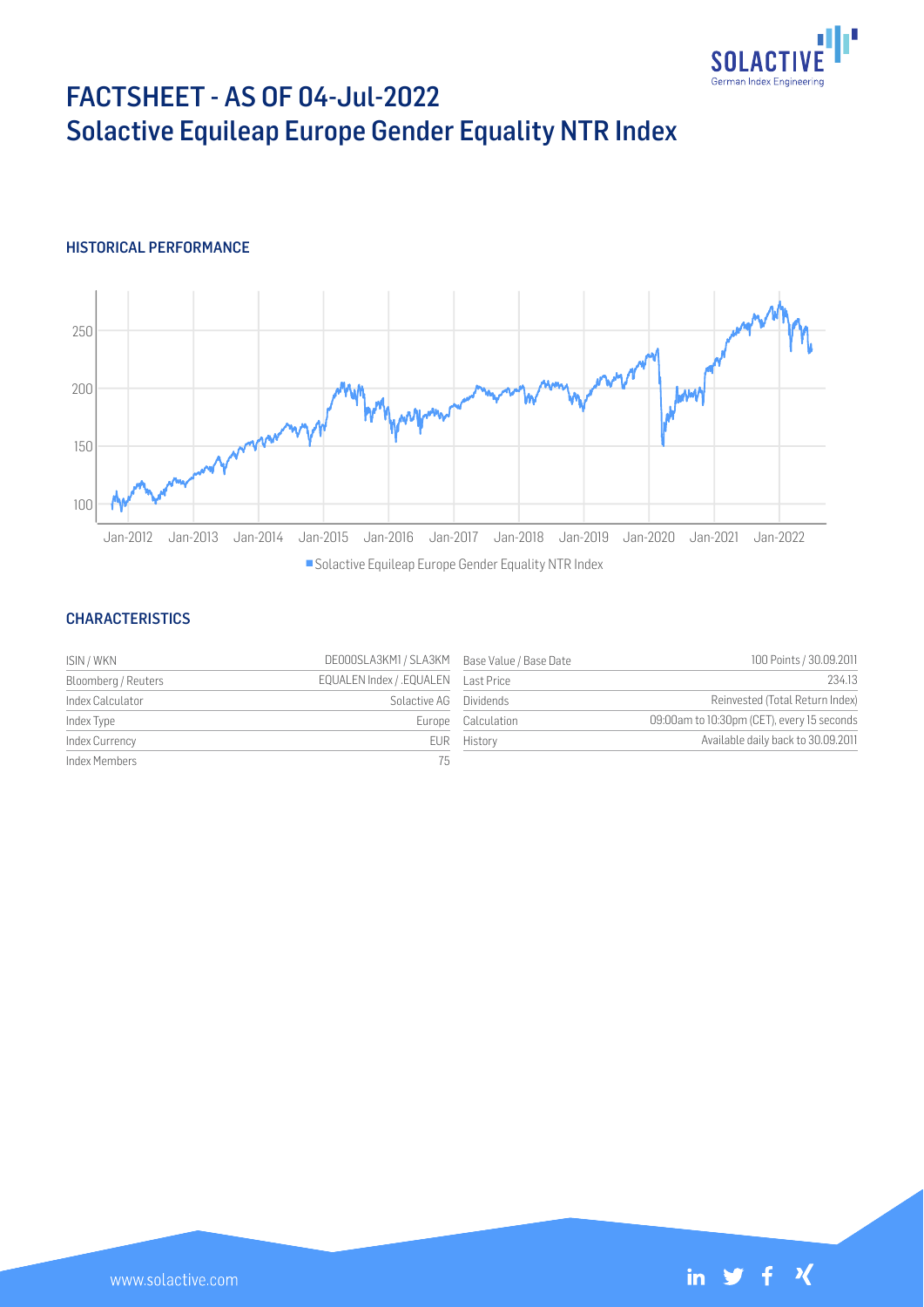# FACTSHEET - AS OF 04-Jul-2022

# Solactive Equileap Europe Gender Equality NTR Index

## HISTORICAL PERFORMANCE

■ Solactive Equileap Europe Gender Equality NTR Index

## CHARACTERISTICS

| | | | |
|---|---|---|---|
| ISIN / WKN | DE000SLA3KM1 / SLA3KM | Base Value / Base Date | 100 Points / 30.09.2011 |
| Bloomberg / Reuters | EQUALEN Index / .EQUALEN | Last Price | 234.13 |
| Index Calculator | Solactive AG | Dividends | Reinvested (Total Return Index) |
| Index Type | Europe | Calculation | 09:00am to 10:30pm (CET), every 15 seconds |
| Index Currency | EUR | History | Available daily back to 30.09.2011 |
| Index Members | 75 | | |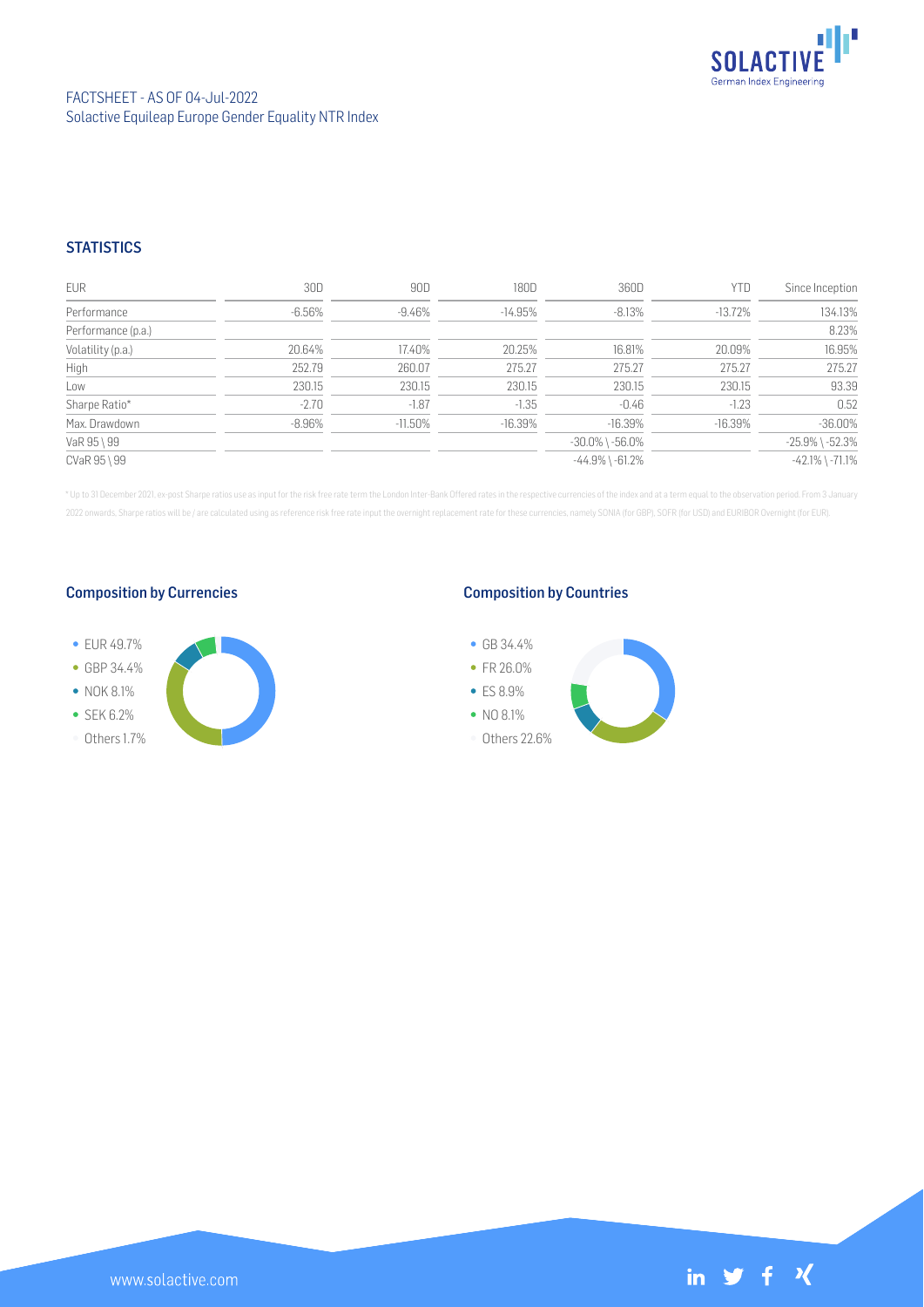FACTSHEET - AS OF 04-Jul-2022
Solactive Equileap Europe Gender Equality NTR Index

## STATISTICS

| EUR | 30D | 90D | 180D | 360D | YTD | Since Inception |
|---|---|---|---|---|---|---|
| Performance | -6.56% | -9.46% | -14.95% | -8.13% | -13.72% | 134.13% |
| Performance (p.a.) | | | | | | 8.23% |
| Volatility (p.a.) | 20.64% | 17.40% | 20.25% | 16.81% | 20.09% | 16.95% |
| High | 252.79 | 260.07 | 275.27 | 275.27 | 275.27 | 275.27 |
| Low | 230.15 | 230.15 | 230.15 | 230.15 | 230.15 | 93.39 |
| Sharpe Ratio* | -2.70 | -1.87 | -1.35 | -0.46 | -1.23 | 0.52 |
| Max. Drawdown | -8.96% | -11.50% | -16.39% | -16.39% | -16.39% | -36.00% |
| VaR 95 \ 99 | | | | -30.0% \ -56.0% | | -25.9% \ -52.3% |
| CVaR 95 \ 99 | | | | -44.9% \ -61.2% | | -42.1% \ -71.1% |

* Up to 31 December 2021, ex-post Sharpe ratios use as input for the risk free rate term the London Inter-Bank Offered rates in the respective currencies of the index and at a term equal to the observation period. From 3 January 2022 onwards, Sharpe ratios will be / are calculated using as reference risk free rate input the overnight replacement rate for these currencies, namely SONIA (for GBP), SOFR (for USD) and EURIBOR Overnight (for EUR).

### Composition by Currencies

- EUR 49.7%
- GBP 34.4%
- NOK 8.1%
- SEK 6.2%
- Others 1.7%

### Composition by Countries

- GB 34.4%
- FR 26.0%
- ES 8.9%
- NO 8.1%
- Others 22.6%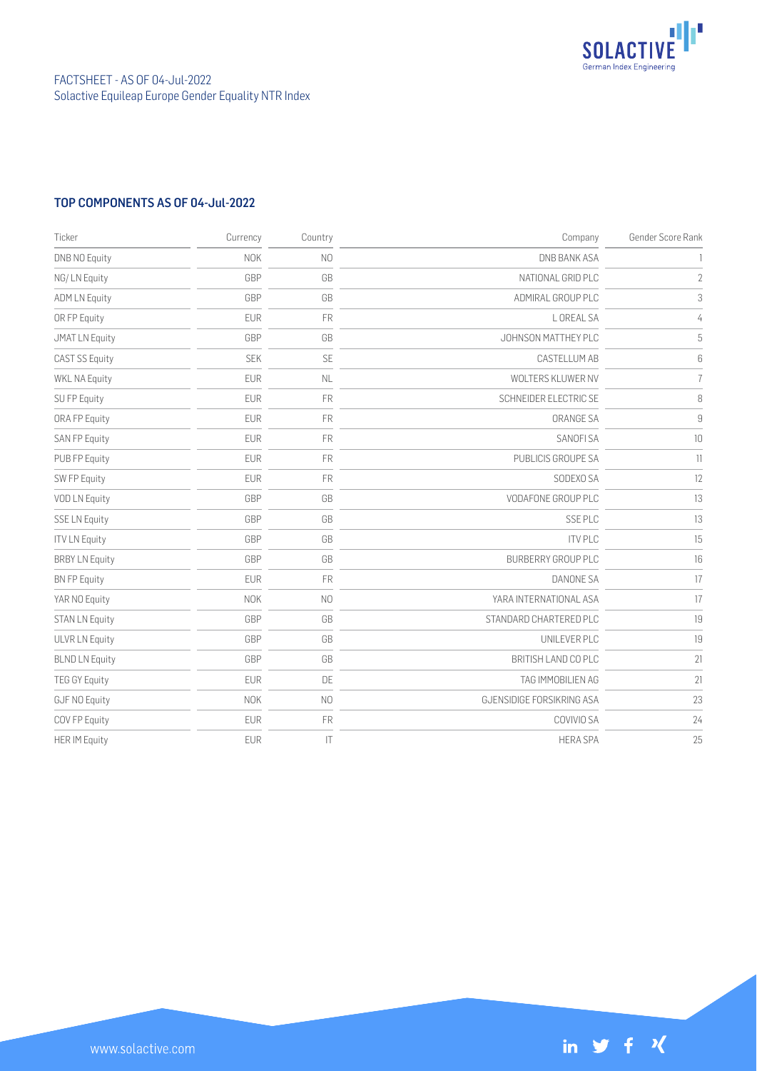FACTSHEET - AS OF 04-Jul-2022
Solactive Equileap Europe Gender Equality NTR Index

## TOP COMPONENTS AS OF 04-Jul-2022

| Ticker | Currency | Country | Company | Gender Score Rank |
|---|---|---|---|---|
| DNB NO Equity | NOK | NO | DNB BANK ASA | 1 |
| NG/ LN Equity | GBP | GB | NATIONAL GRID PLC | 2 |
| ADM LN Equity | GBP | GB | ADMIRAL GROUP PLC | 3 |
| OR FP Equity | EUR | FR | L OREAL SA | 4 |
| JMAT LN Equity | GBP | GB | JOHNSON MATTHEY PLC | 5 |
| CAST SS Equity | SEK | SE | CASTELLUM AB | 6 |
| WKL NA Equity | EUR | NL | WOLTERS KLUWER NV | 7 |
| SU FP Equity | EUR | FR | SCHNEIDER ELECTRIC SE | 8 |
| ORA FP Equity | EUR | FR | ORANGE SA | 9 |
| SAN FP Equity | EUR | FR | SANOFI SA | 10 |
| PUB FP Equity | EUR | FR | PUBLICIS GROUPE SA | 11 |
| SW FP Equity | EUR | FR | SODEXO SA | 12 |
| VOD LN Equity | GBP | GB | VODAFONE GROUP PLC | 13 |
| SSE LN Equity | GBP | GB | SSE PLC | 13 |
| ITV LN Equity | GBP | GB | ITV PLC | 15 |
| BRBY LN Equity | GBP | GB | BURBERRY GROUP PLC | 16 |
| BN FP Equity | EUR | FR | DANONE SA | 17 |
| YAR NO Equity | NOK | NO | YARA INTERNATIONAL ASA | 17 |
| STAN LN Equity | GBP | GB | STANDARD CHARTERED PLC | 19 |
| ULVR LN Equity | GBP | GB | UNILEVER PLC | 19 |
| BLND LN Equity | GBP | GB | BRITISH LAND CO PLC | 21 |
| TEG GY Equity | EUR | DE | TAG IMMOBILIEN AG | 21 |
| GJF NO Equity | NOK | NO | GJENSIDIGE FORSIKRING ASA | 23 |
| COV FP Equity | EUR | FR | COVIVIO SA | 24 |
| HER IM Equity | EUR | IT | HERA SPA | 25 |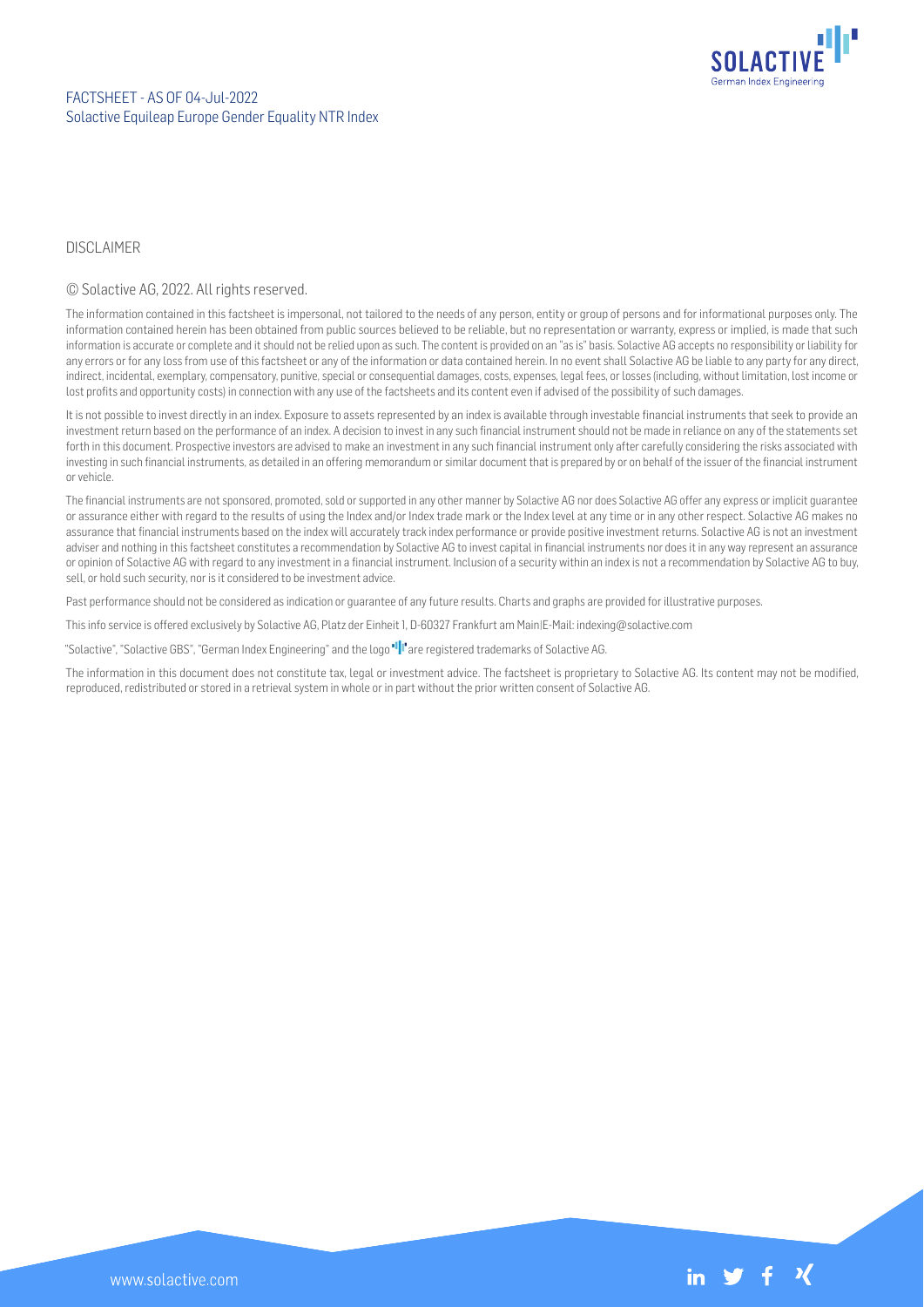## DISCLAIMER

© Solactive AG, 2022. All rights reserved.

The information contained in this factsheet is impersonal, not tailored to the needs of any person, entity or group of persons and for informational purposes only. The information contained herein has been obtained from public sources believed to be reliable, but no representation or warranty, express or implied, is made that such information is accurate or complete and it should not be relied upon as such. The content is provided on an "as is" basis. Solactive AG accepts no responsibility or liability for any errors or for any loss from use of this factsheet or any of the information or data contained herein. In no event shall Solactive AG be liable to any party for any direct, indirect, incidental, exemplary, compensatory, punitive, special or consequential damages, costs, expenses, legal fees, or losses (including, without limitation, lost income or lost profits and opportunity costs) in connection with any use of the factsheets and its content even if advised of the possibility of such damages.

It is not possible to invest directly in an index. Exposure to assets represented by an index is available through investable financial instruments that seek to provide an investment return based on the performance of an index. A decision to invest in any such financial instrument should not be made in reliance on any of the statements set forth in this document. Prospective investors are advised to make an investment in any such financial instrument only after carefully considering the risks associated with investing in such financial instruments, as detailed in an offering memorandum or similar document that is prepared by or on behalf of the issuer of the financial instrument or vehicle.

The financial instruments are not sponsored, promoted, sold or supported in any other manner by Solactive AG nor does Solactive AG offer any express or implicit guarantee or assurance either with regard to the results of using the Index and/or Index trade mark or the Index level at any time or in any other respect. Solactive AG makes no assurance that financial instruments based on the index will accurately track index performance or provide positive investment returns. Solactive AG is not an investment adviser and nothing in this factsheet constitutes a recommendation by Solactive AG to invest capital in financial instruments nor does it in any way represent an assurance or opinion of Solactive AG with regard to any investment in a financial instrument. Inclusion of a security within an index is not a recommendation by Solactive AG to buy, sell, or hold such security, nor is it considered to be investment advice.

Past performance should not be considered as indication or guarantee of any future results. Charts and graphs are provided for illustrative purposes.

This info service is offered exclusively by Solactive AG, Platz der Einheit 1, D-60327 Frankfurt am Main|E-Mail: indexing@solactive.com

"Solactive", "Solactive GBS", "German Index Engineering" and the logo are registered trademarks of Solactive AG.

The information in this document does not constitute tax, legal or investment advice. The factsheet is proprietary to Solactive AG. Its content may not be modified, reproduced, redistributed or stored in a retrieval system in whole or in part without the prior written consent of Solactive AG.